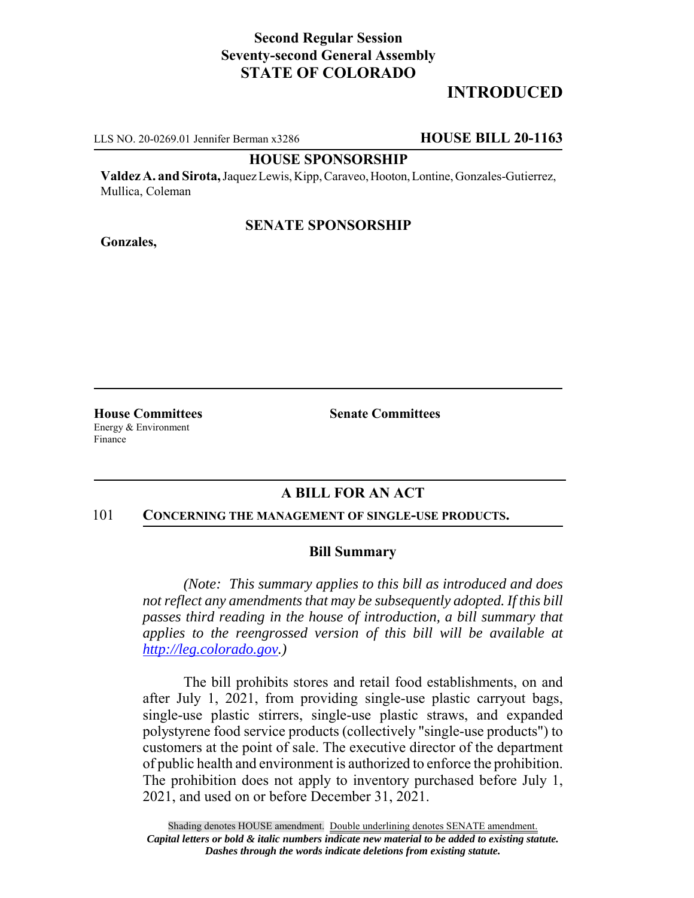**Second Regular Session**
**Seventy-second General Assembly**
**STATE OF COLORADO**

# INTRODUCED

LLS NO. 20-0269.01 Jennifer Berman x3286 **HOUSE BILL 20-1163**

**HOUSE SPONSORSHIP**

**Valdez A. and Sirota,** Jaquez Lewis, Kipp, Caraveo, Hooton, Lontine, Gonzales-Gutierrez, Mullica, Coleman

**SENATE SPONSORSHIP**

**Gonzales,**

**House Committees**
Energy & Environment
Finance

**Senate Committees**

## A BILL FOR AN ACT

101 **CONCERNING THE MANAGEMENT OF SINGLE-USE PRODUCTS.**

### Bill Summary

*(Note: This summary applies to this bill as introduced and does not reflect any amendments that may be subsequently adopted. If this bill passes third reading in the house of introduction, a bill summary that applies to the reengrossed version of this bill will be available at http://leg.colorado.gov.)*

The bill prohibits stores and retail food establishments, on and after July 1, 2021, from providing single-use plastic carryout bags, single-use plastic stirrers, single-use plastic straws, and expanded polystyrene food service products (collectively "single-use products") to customers at the point of sale. The executive director of the department of public health and environment is authorized to enforce the prohibition. The prohibition does not apply to inventory purchased before July 1, 2021, and used on or before December 31, 2021.

Shading denotes HOUSE amendment. Double underlining denotes SENATE amendment.
*Capital letters or bold & italic numbers indicate new material to be added to existing statute.*
*Dashes through the words indicate deletions from existing statute.*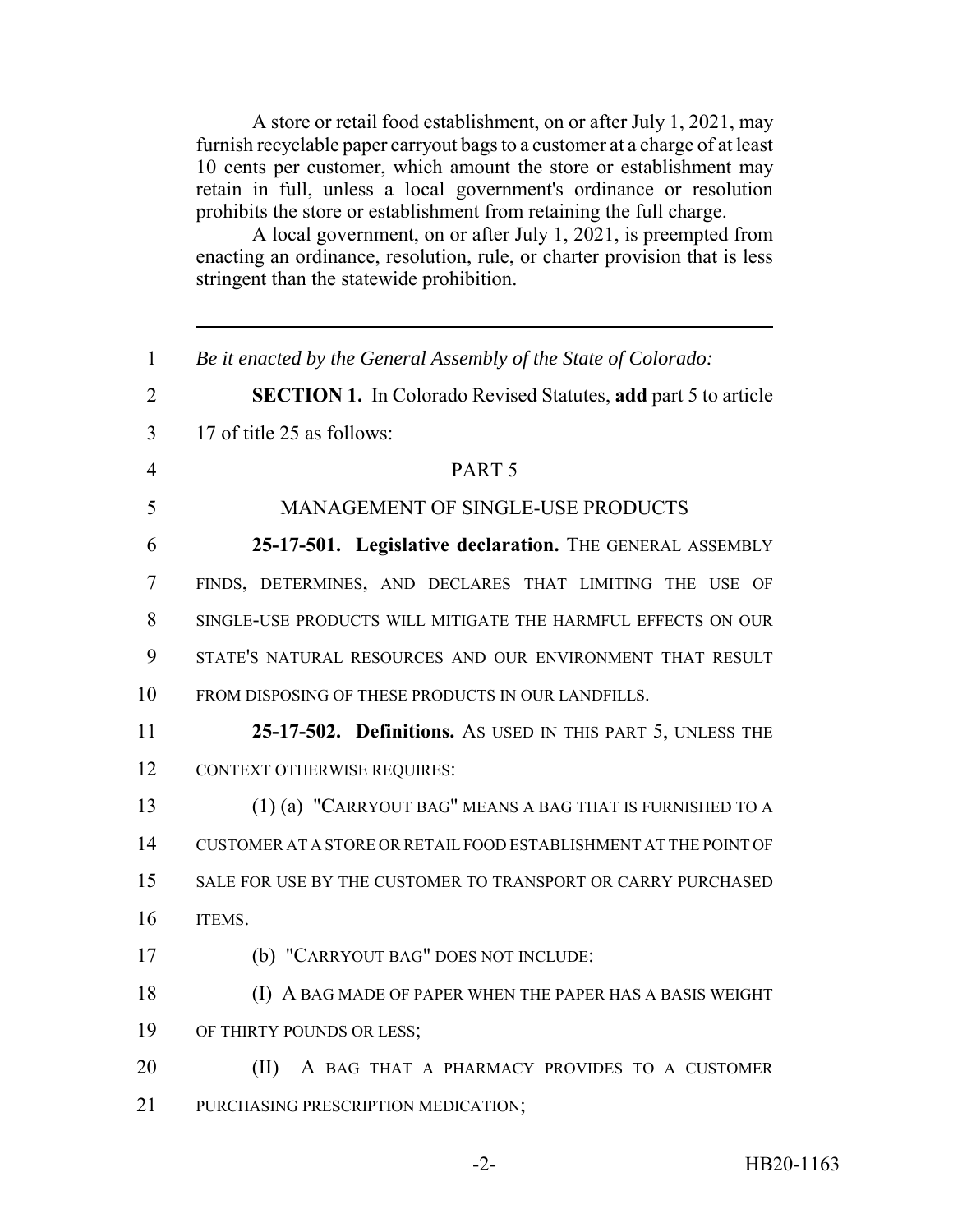A store or retail food establishment, on or after July 1, 2021, may furnish recyclable paper carryout bags to a customer at a charge of at least 10 cents per customer, which amount the store or establishment may retain in full, unless a local government's ordinance or resolution prohibits the store or establishment from retaining the full charge.

A local government, on or after July 1, 2021, is preempted from enacting an ordinance, resolution, rule, or charter provision that is less stringent than the statewide prohibition.

---

1 *Be it enacted by the General Assembly of the State of Colorado:*

2 **SECTION 1.** In Colorado Revised Statutes, **add** part 5 to article
3 17 of title 25 as follows:

4 PART 5

5 MANAGEMENT OF SINGLE-USE PRODUCTS

6 **25-17-501. Legislative declaration.** THE GENERAL ASSEMBLY
7 FINDS, DETERMINES, AND DECLARES THAT LIMITING THE USE OF
8 SINGLE-USE PRODUCTS WILL MITIGATE THE HARMFUL EFFECTS ON OUR
9 STATE'S NATURAL RESOURCES AND OUR ENVIRONMENT THAT RESULT
10 FROM DISPOSING OF THESE PRODUCTS IN OUR LANDFILLS.

11 **25-17-502. Definitions.** AS USED IN THIS PART 5, UNLESS THE
12 CONTEXT OTHERWISE REQUIRES:

13 (1) (a) "CARRYOUT BAG" MEANS A BAG THAT IS FURNISHED TO A
14 CUSTOMER AT A STORE OR RETAIL FOOD ESTABLISHMENT AT THE POINT OF
15 SALE FOR USE BY THE CUSTOMER TO TRANSPORT OR CARRY PURCHASED
16 ITEMS.

17 (b) "CARRYOUT BAG" DOES NOT INCLUDE:

18 (I) A BAG MADE OF PAPER WHEN THE PAPER HAS A BASIS WEIGHT
19 OF THIRTY POUNDS OR LESS;

20 (II) A BAG THAT A PHARMACY PROVIDES TO A CUSTOMER
21 PURCHASING PRESCRIPTION MEDICATION;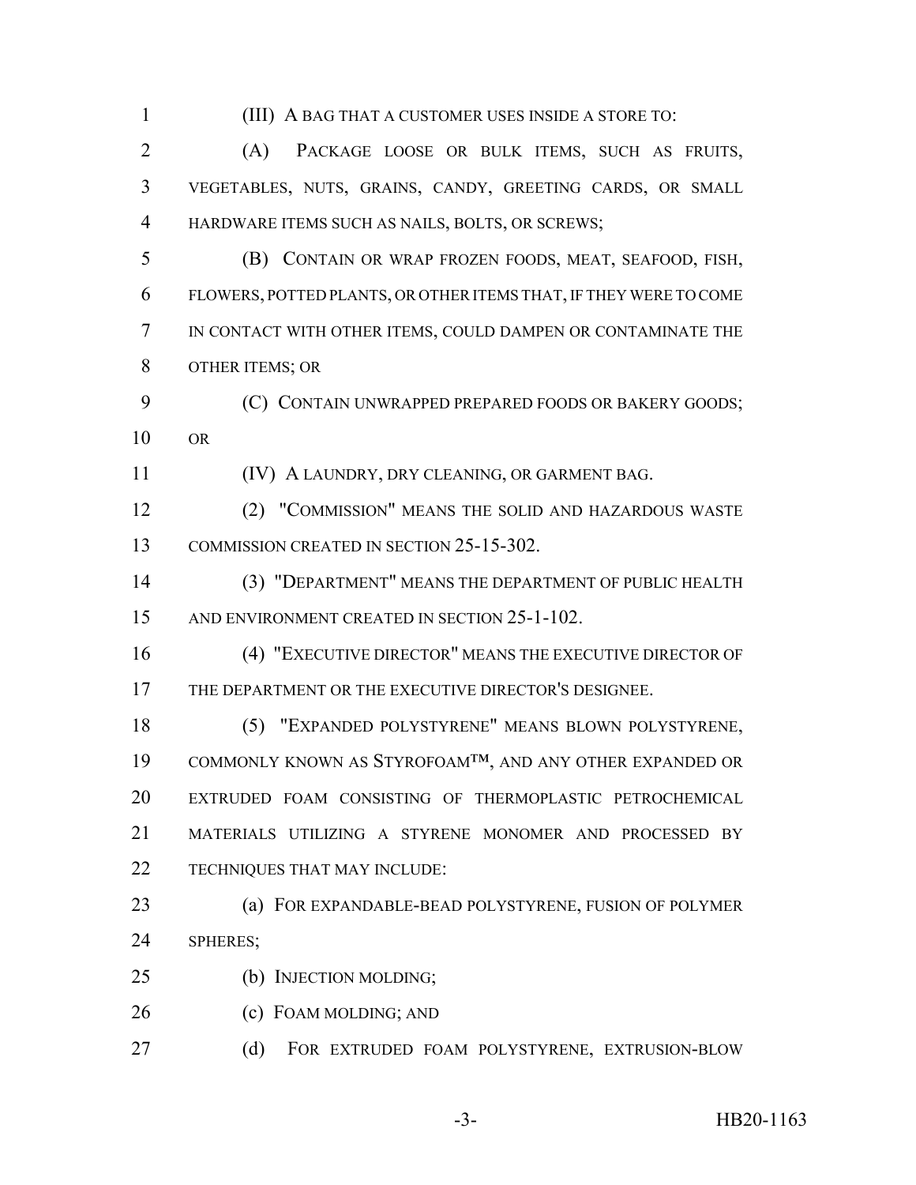(III) A BAG THAT A CUSTOMER USES INSIDE A STORE TO:

(A) PACKAGE LOOSE OR BULK ITEMS, SUCH AS FRUITS, VEGETABLES, NUTS, GRAINS, CANDY, GREETING CARDS, OR SMALL HARDWARE ITEMS SUCH AS NAILS, BOLTS, OR SCREWS;

(B) CONTAIN OR WRAP FROZEN FOODS, MEAT, SEAFOOD, FISH, FLOWERS, POTTED PLANTS, OR OTHER ITEMS THAT, IF THEY WERE TO COME IN CONTACT WITH OTHER ITEMS, COULD DAMPEN OR CONTAMINATE THE OTHER ITEMS; OR

(C) CONTAIN UNWRAPPED PREPARED FOODS OR BAKERY GOODS; OR

(IV) A LAUNDRY, DRY CLEANING, OR GARMENT BAG.

(2) "COMMISSION" MEANS THE SOLID AND HAZARDOUS WASTE COMMISSION CREATED IN SECTION 25-15-302.

(3) "DEPARTMENT" MEANS THE DEPARTMENT OF PUBLIC HEALTH AND ENVIRONMENT CREATED IN SECTION 25-1-102.

(4) "EXECUTIVE DIRECTOR" MEANS THE EXECUTIVE DIRECTOR OF THE DEPARTMENT OR THE EXECUTIVE DIRECTOR'S DESIGNEE.

(5) "EXPANDED POLYSTYRENE" MEANS BLOWN POLYSTYRENE, COMMONLY KNOWN AS STYROFOAM™, AND ANY OTHER EXPANDED OR EXTRUDED FOAM CONSISTING OF THERMOPLASTIC PETROCHEMICAL MATERIALS UTILIZING A STYRENE MONOMER AND PROCESSED BY TECHNIQUES THAT MAY INCLUDE:

(a) FOR EXPANDABLE-BEAD POLYSTYRENE, FUSION OF POLYMER SPHERES;

(b) INJECTION MOLDING;

(c) FOAM MOLDING; AND

(d) FOR EXTRUDED FOAM POLYSTYRENE, EXTRUSION-BLOW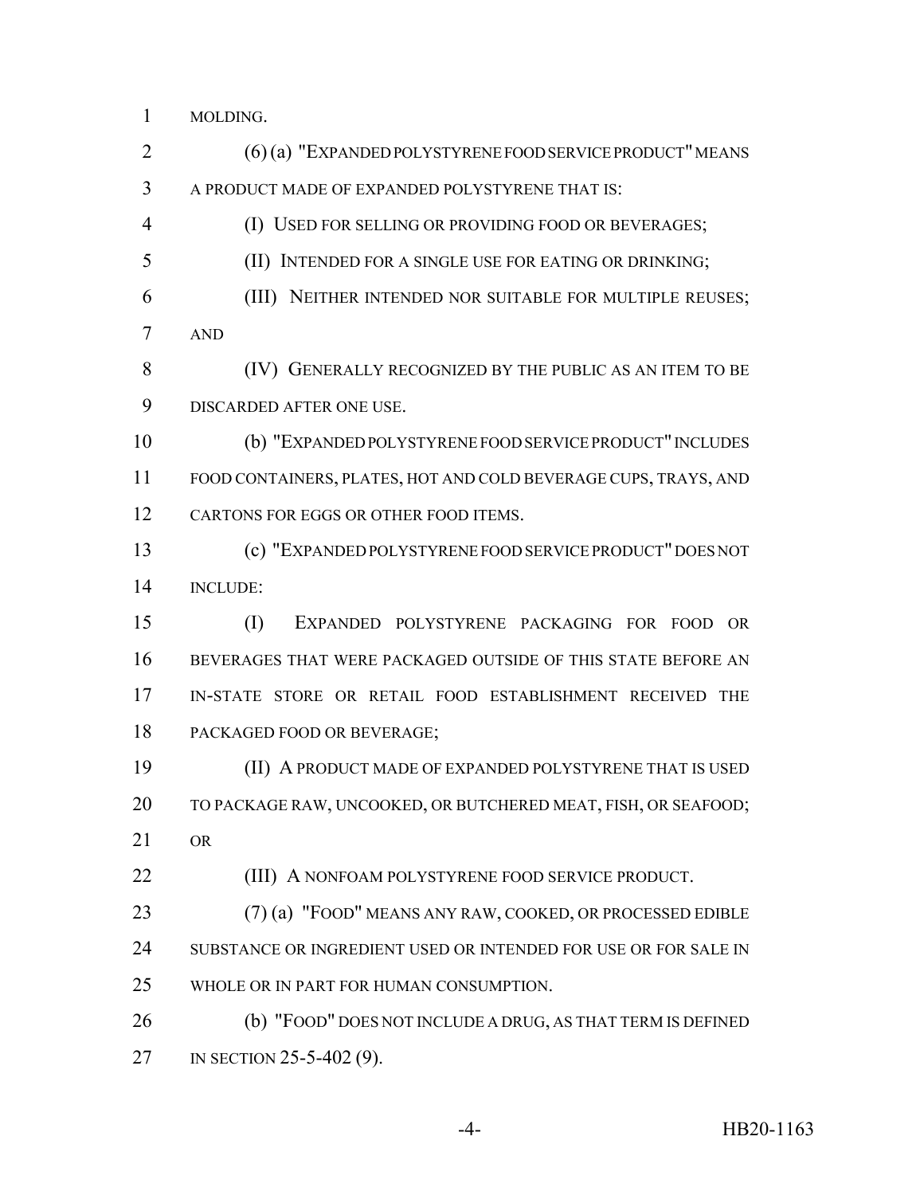MOLDING.

(6) (a) "EXPANDED POLYSTYRENE FOOD SERVICE PRODUCT" MEANS A PRODUCT MADE OF EXPANDED POLYSTYRENE THAT IS:

(I) USED FOR SELLING OR PROVIDING FOOD OR BEVERAGES;

(II) INTENDED FOR A SINGLE USE FOR EATING OR DRINKING;

(III) NEITHER INTENDED NOR SUITABLE FOR MULTIPLE REUSES; AND

(IV) GENERALLY RECOGNIZED BY THE PUBLIC AS AN ITEM TO BE DISCARDED AFTER ONE USE.

(b) "EXPANDED POLYSTYRENE FOOD SERVICE PRODUCT" INCLUDES FOOD CONTAINERS, PLATES, HOT AND COLD BEVERAGE CUPS, TRAYS, AND CARTONS FOR EGGS OR OTHER FOOD ITEMS.

(c) "EXPANDED POLYSTYRENE FOOD SERVICE PRODUCT" DOES NOT INCLUDE:

(I) EXPANDED POLYSTYRENE PACKAGING FOR FOOD OR BEVERAGES THAT WERE PACKAGED OUTSIDE OF THIS STATE BEFORE AN IN-STATE STORE OR RETAIL FOOD ESTABLISHMENT RECEIVED THE PACKAGED FOOD OR BEVERAGE;

(II) A PRODUCT MADE OF EXPANDED POLYSTYRENE THAT IS USED TO PACKAGE RAW, UNCOOKED, OR BUTCHERED MEAT, FISH, OR SEAFOOD; OR

(III) A NONFOAM POLYSTYRENE FOOD SERVICE PRODUCT.

(7) (a) "FOOD" MEANS ANY RAW, COOKED, OR PROCESSED EDIBLE SUBSTANCE OR INGREDIENT USED OR INTENDED FOR USE OR FOR SALE IN WHOLE OR IN PART FOR HUMAN CONSUMPTION.

(b) "FOOD" DOES NOT INCLUDE A DRUG, AS THAT TERM IS DEFINED IN SECTION 25-5-402 (9).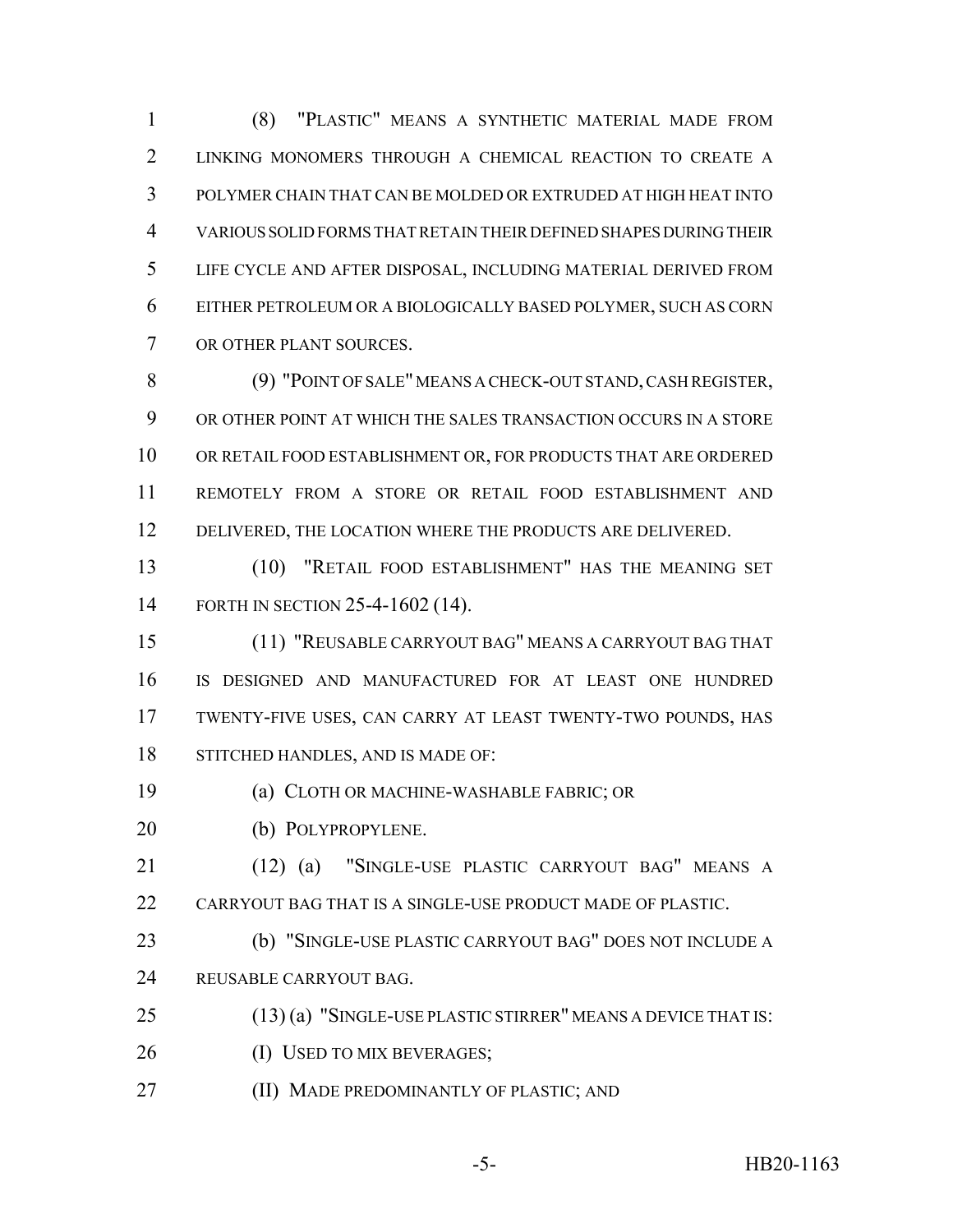(8) "PLASTIC" MEANS A SYNTHETIC MATERIAL MADE FROM LINKING MONOMERS THROUGH A CHEMICAL REACTION TO CREATE A POLYMER CHAIN THAT CAN BE MOLDED OR EXTRUDED AT HIGH HEAT INTO VARIOUS SOLID FORMS THAT RETAIN THEIR DEFINED SHAPES DURING THEIR LIFE CYCLE AND AFTER DISPOSAL, INCLUDING MATERIAL DERIVED FROM EITHER PETROLEUM OR A BIOLOGICALLY BASED POLYMER, SUCH AS CORN OR OTHER PLANT SOURCES.

(9) "POINT OF SALE" MEANS A CHECK-OUT STAND, CASH REGISTER, OR OTHER POINT AT WHICH THE SALES TRANSACTION OCCURS IN A STORE OR RETAIL FOOD ESTABLISHMENT OR, FOR PRODUCTS THAT ARE ORDERED REMOTELY FROM A STORE OR RETAIL FOOD ESTABLISHMENT AND DELIVERED, THE LOCATION WHERE THE PRODUCTS ARE DELIVERED.

(10) "RETAIL FOOD ESTABLISHMENT" HAS THE MEANING SET FORTH IN SECTION 25-4-1602 (14).

(11) "REUSABLE CARRYOUT BAG" MEANS A CARRYOUT BAG THAT IS DESIGNED AND MANUFACTURED FOR AT LEAST ONE HUNDRED TWENTY-FIVE USES, CAN CARRY AT LEAST TWENTY-TWO POUNDS, HAS STITCHED HANDLES, AND IS MADE OF:

(a) CLOTH OR MACHINE-WASHABLE FABRIC; OR

(b) POLYPROPYLENE.

(12) (a) "SINGLE-USE PLASTIC CARRYOUT BAG" MEANS A CARRYOUT BAG THAT IS A SINGLE-USE PRODUCT MADE OF PLASTIC.

(b) "SINGLE-USE PLASTIC CARRYOUT BAG" DOES NOT INCLUDE A REUSABLE CARRYOUT BAG.

(13) (a) "SINGLE-USE PLASTIC STIRRER" MEANS A DEVICE THAT IS:

(I) USED TO MIX BEVERAGES;

(II) MADE PREDOMINANTLY OF PLASTIC; AND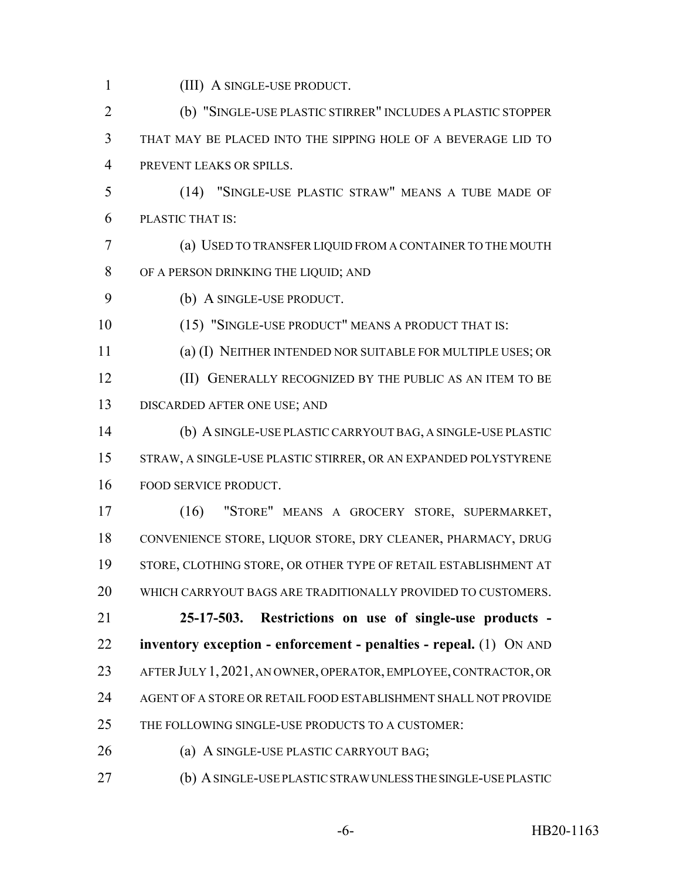(III) A SINGLE-USE PRODUCT.

(b) "SINGLE-USE PLASTIC STIRRER" INCLUDES A PLASTIC STOPPER THAT MAY BE PLACED INTO THE SIPPING HOLE OF A BEVERAGE LID TO PREVENT LEAKS OR SPILLS.

(14) "SINGLE-USE PLASTIC STRAW" MEANS A TUBE MADE OF PLASTIC THAT IS:

(a) USED TO TRANSFER LIQUID FROM A CONTAINER TO THE MOUTH OF A PERSON DRINKING THE LIQUID; AND

(b) A SINGLE-USE PRODUCT.

(15) "SINGLE-USE PRODUCT" MEANS A PRODUCT THAT IS:

(a) (I) NEITHER INTENDED NOR SUITABLE FOR MULTIPLE USES; OR

(II) GENERALLY RECOGNIZED BY THE PUBLIC AS AN ITEM TO BE DISCARDED AFTER ONE USE; AND

(b) A SINGLE-USE PLASTIC CARRYOUT BAG, A SINGLE-USE PLASTIC STRAW, A SINGLE-USE PLASTIC STIRRER, OR AN EXPANDED POLYSTYRENE FOOD SERVICE PRODUCT.

(16) "STORE" MEANS A GROCERY STORE, SUPERMARKET, CONVENIENCE STORE, LIQUOR STORE, DRY CLEANER, PHARMACY, DRUG STORE, CLOTHING STORE, OR OTHER TYPE OF RETAIL ESTABLISHMENT AT WHICH CARRYOUT BAGS ARE TRADITIONALLY PROVIDED TO CUSTOMERS.

**25-17-503. Restrictions on use of single-use products - inventory exception - enforcement - penalties - repeal.** (1) ON AND AFTER JULY 1, 2021, AN OWNER, OPERATOR, EMPLOYEE, CONTRACTOR, OR AGENT OF A STORE OR RETAIL FOOD ESTABLISHMENT SHALL NOT PROVIDE THE FOLLOWING SINGLE-USE PRODUCTS TO A CUSTOMER:

(a) A SINGLE-USE PLASTIC CARRYOUT BAG;

(b) A SINGLE-USE PLASTIC STRAW UNLESS THE SINGLE-USE PLASTIC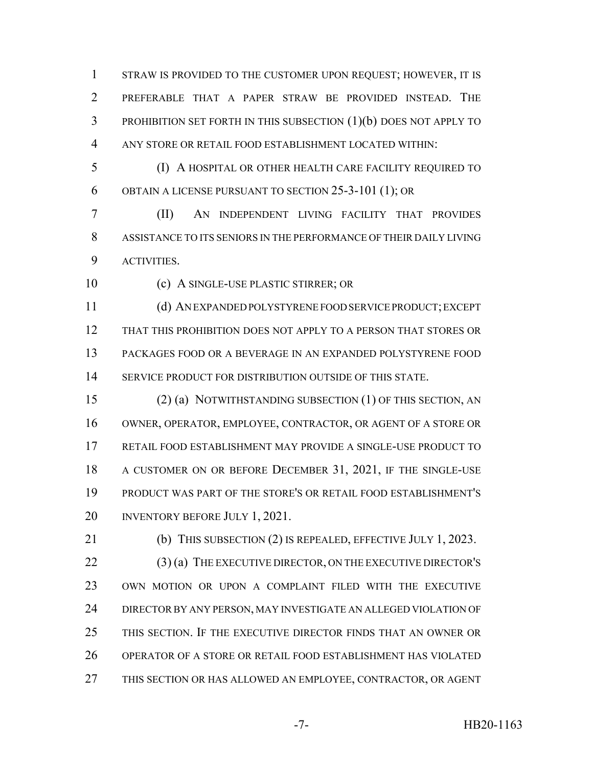STRAW IS PROVIDED TO THE CUSTOMER UPON REQUEST; HOWEVER, IT IS PREFERABLE THAT A PAPER STRAW BE PROVIDED INSTEAD. THE PROHIBITION SET FORTH IN THIS SUBSECTION (1)(b) DOES NOT APPLY TO ANY STORE OR RETAIL FOOD ESTABLISHMENT LOCATED WITHIN:

(I) A HOSPITAL OR OTHER HEALTH CARE FACILITY REQUIRED TO OBTAIN A LICENSE PURSUANT TO SECTION 25-3-101 (1); OR

(II) AN INDEPENDENT LIVING FACILITY THAT PROVIDES ASSISTANCE TO ITS SENIORS IN THE PERFORMANCE OF THEIR DAILY LIVING ACTIVITIES.

(c) A SINGLE-USE PLASTIC STIRRER; OR

(d) AN EXPANDED POLYSTYRENE FOOD SERVICE PRODUCT; EXCEPT THAT THIS PROHIBITION DOES NOT APPLY TO A PERSON THAT STORES OR PACKAGES FOOD OR A BEVERAGE IN AN EXPANDED POLYSTYRENE FOOD SERVICE PRODUCT FOR DISTRIBUTION OUTSIDE OF THIS STATE.

(2) (a) NOTWITHSTANDING SUBSECTION (1) OF THIS SECTION, AN OWNER, OPERATOR, EMPLOYEE, CONTRACTOR, OR AGENT OF A STORE OR RETAIL FOOD ESTABLISHMENT MAY PROVIDE A SINGLE-USE PRODUCT TO A CUSTOMER ON OR BEFORE DECEMBER 31, 2021, IF THE SINGLE-USE PRODUCT WAS PART OF THE STORE'S OR RETAIL FOOD ESTABLISHMENT'S INVENTORY BEFORE JULY 1, 2021.

(b) THIS SUBSECTION (2) IS REPEALED, EFFECTIVE JULY 1, 2023.

(3) (a) THE EXECUTIVE DIRECTOR, ON THE EXECUTIVE DIRECTOR'S OWN MOTION OR UPON A COMPLAINT FILED WITH THE EXECUTIVE DIRECTOR BY ANY PERSON, MAY INVESTIGATE AN ALLEGED VIOLATION OF THIS SECTION. IF THE EXECUTIVE DIRECTOR FINDS THAT AN OWNER OR OPERATOR OF A STORE OR RETAIL FOOD ESTABLISHMENT HAS VIOLATED THIS SECTION OR HAS ALLOWED AN EMPLOYEE, CONTRACTOR, OR AGENT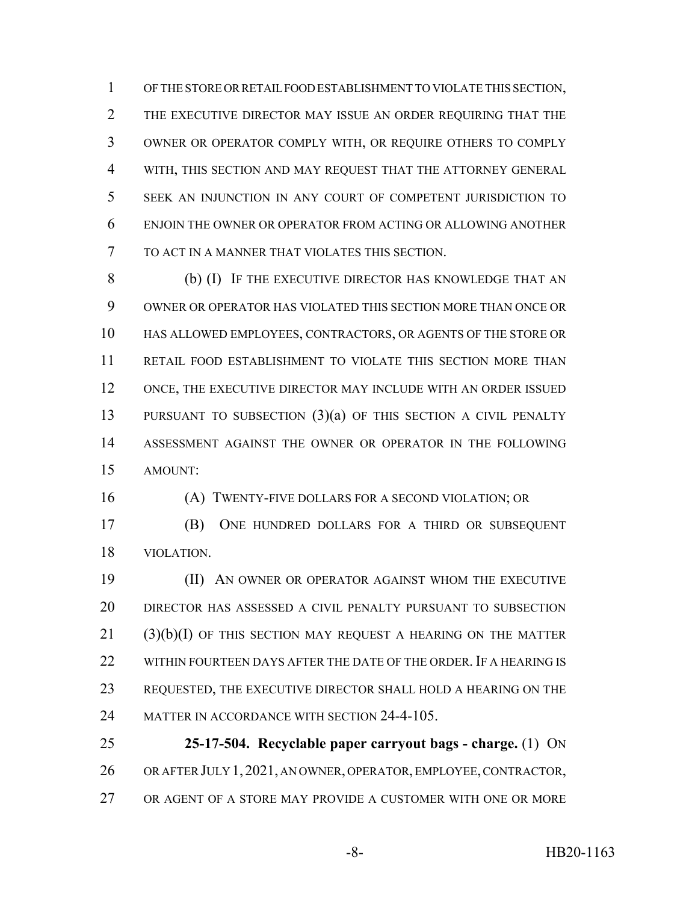OF THE STORE OR RETAIL FOOD ESTABLISHMENT TO VIOLATE THIS SECTION, THE EXECUTIVE DIRECTOR MAY ISSUE AN ORDER REQUIRING THAT THE OWNER OR OPERATOR COMPLY WITH, OR REQUIRE OTHERS TO COMPLY WITH, THIS SECTION AND MAY REQUEST THAT THE ATTORNEY GENERAL SEEK AN INJUNCTION IN ANY COURT OF COMPETENT JURISDICTION TO ENJOIN THE OWNER OR OPERATOR FROM ACTING OR ALLOWING ANOTHER TO ACT IN A MANNER THAT VIOLATES THIS SECTION.

(b) (I) IF THE EXECUTIVE DIRECTOR HAS KNOWLEDGE THAT AN OWNER OR OPERATOR HAS VIOLATED THIS SECTION MORE THAN ONCE OR HAS ALLOWED EMPLOYEES, CONTRACTORS, OR AGENTS OF THE STORE OR RETAIL FOOD ESTABLISHMENT TO VIOLATE THIS SECTION MORE THAN ONCE, THE EXECUTIVE DIRECTOR MAY INCLUDE WITH AN ORDER ISSUED PURSUANT TO SUBSECTION (3)(a) OF THIS SECTION A CIVIL PENALTY ASSESSMENT AGAINST THE OWNER OR OPERATOR IN THE FOLLOWING AMOUNT:

(A) TWENTY-FIVE DOLLARS FOR A SECOND VIOLATION; OR

(B) ONE HUNDRED DOLLARS FOR A THIRD OR SUBSEQUENT VIOLATION.

(II) AN OWNER OR OPERATOR AGAINST WHOM THE EXECUTIVE DIRECTOR HAS ASSESSED A CIVIL PENALTY PURSUANT TO SUBSECTION (3)(b)(I) OF THIS SECTION MAY REQUEST A HEARING ON THE MATTER WITHIN FOURTEEN DAYS AFTER THE DATE OF THE ORDER. IF A HEARING IS REQUESTED, THE EXECUTIVE DIRECTOR SHALL HOLD A HEARING ON THE MATTER IN ACCORDANCE WITH SECTION 24-4-105.

**25-17-504. Recyclable paper carryout bags - charge.** (1) ON OR AFTER JULY 1, 2021, AN OWNER, OPERATOR, EMPLOYEE, CONTRACTOR, OR AGENT OF A STORE MAY PROVIDE A CUSTOMER WITH ONE OR MORE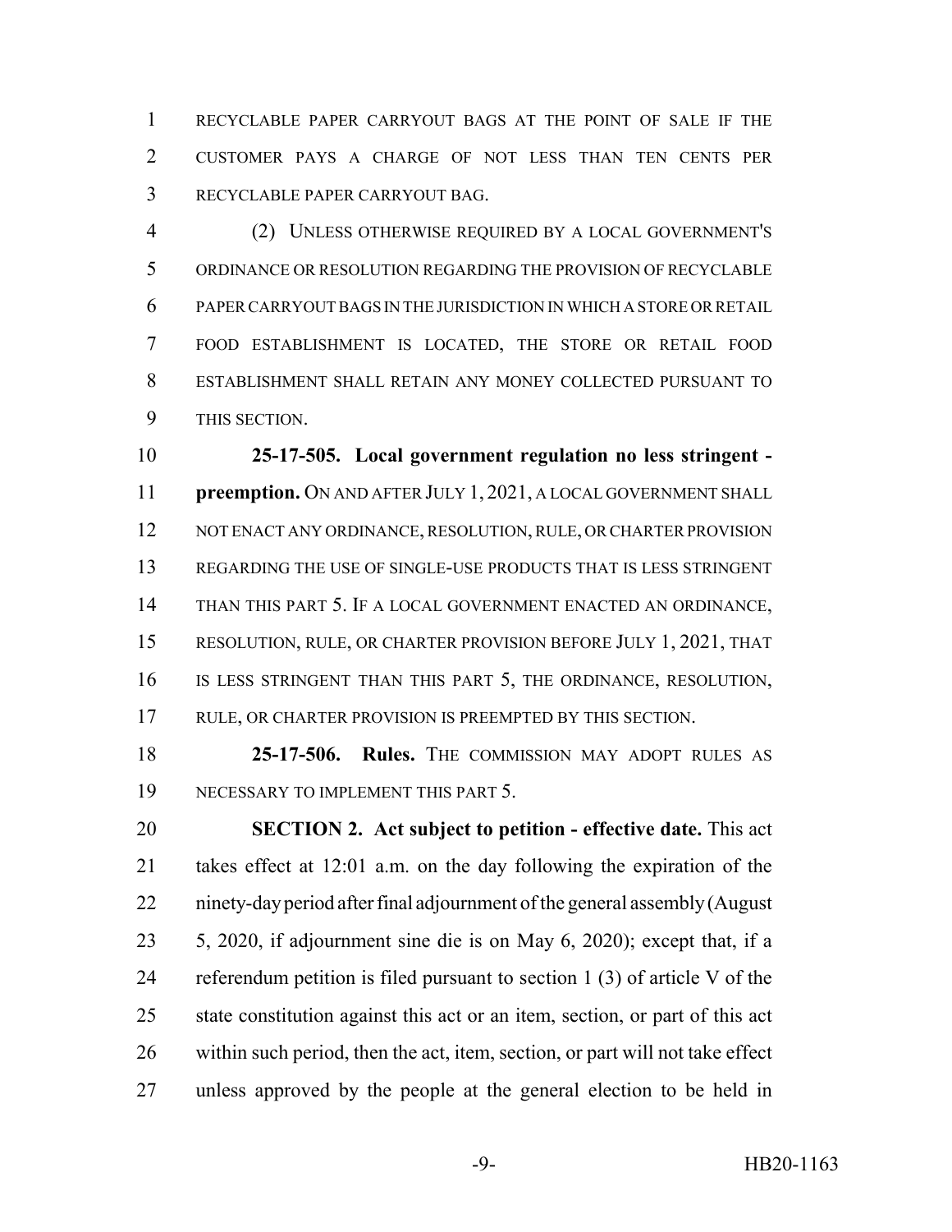RECYCLABLE PAPER CARRYOUT BAGS AT THE POINT OF SALE IF THE CUSTOMER PAYS A CHARGE OF NOT LESS THAN TEN CENTS PER RECYCLABLE PAPER CARRYOUT BAG.

(2) UNLESS OTHERWISE REQUIRED BY A LOCAL GOVERNMENT'S ORDINANCE OR RESOLUTION REGARDING THE PROVISION OF RECYCLABLE PAPER CARRYOUT BAGS IN THE JURISDICTION IN WHICH A STORE OR RETAIL FOOD ESTABLISHMENT IS LOCATED, THE STORE OR RETAIL FOOD ESTABLISHMENT SHALL RETAIN ANY MONEY COLLECTED PURSUANT TO THIS SECTION.

**25-17-505. Local government regulation no less stringent - preemption.** ON AND AFTER JULY 1, 2021, A LOCAL GOVERNMENT SHALL NOT ENACT ANY ORDINANCE, RESOLUTION, RULE, OR CHARTER PROVISION REGARDING THE USE OF SINGLE-USE PRODUCTS THAT IS LESS STRINGENT THAN THIS PART 5. IF A LOCAL GOVERNMENT ENACTED AN ORDINANCE, RESOLUTION, RULE, OR CHARTER PROVISION BEFORE JULY 1, 2021, THAT IS LESS STRINGENT THAN THIS PART 5, THE ORDINANCE, RESOLUTION, RULE, OR CHARTER PROVISION IS PREEMPTED BY THIS SECTION.

**25-17-506. Rules.** THE COMMISSION MAY ADOPT RULES AS NECESSARY TO IMPLEMENT THIS PART 5.

**SECTION 2. Act subject to petition - effective date.** This act takes effect at 12:01 a.m. on the day following the expiration of the ninety-day period after final adjournment of the general assembly (August 5, 2020, if adjournment sine die is on May 6, 2020); except that, if a referendum petition is filed pursuant to section 1 (3) of article V of the state constitution against this act or an item, section, or part of this act within such period, then the act, item, section, or part will not take effect unless approved by the people at the general election to be held in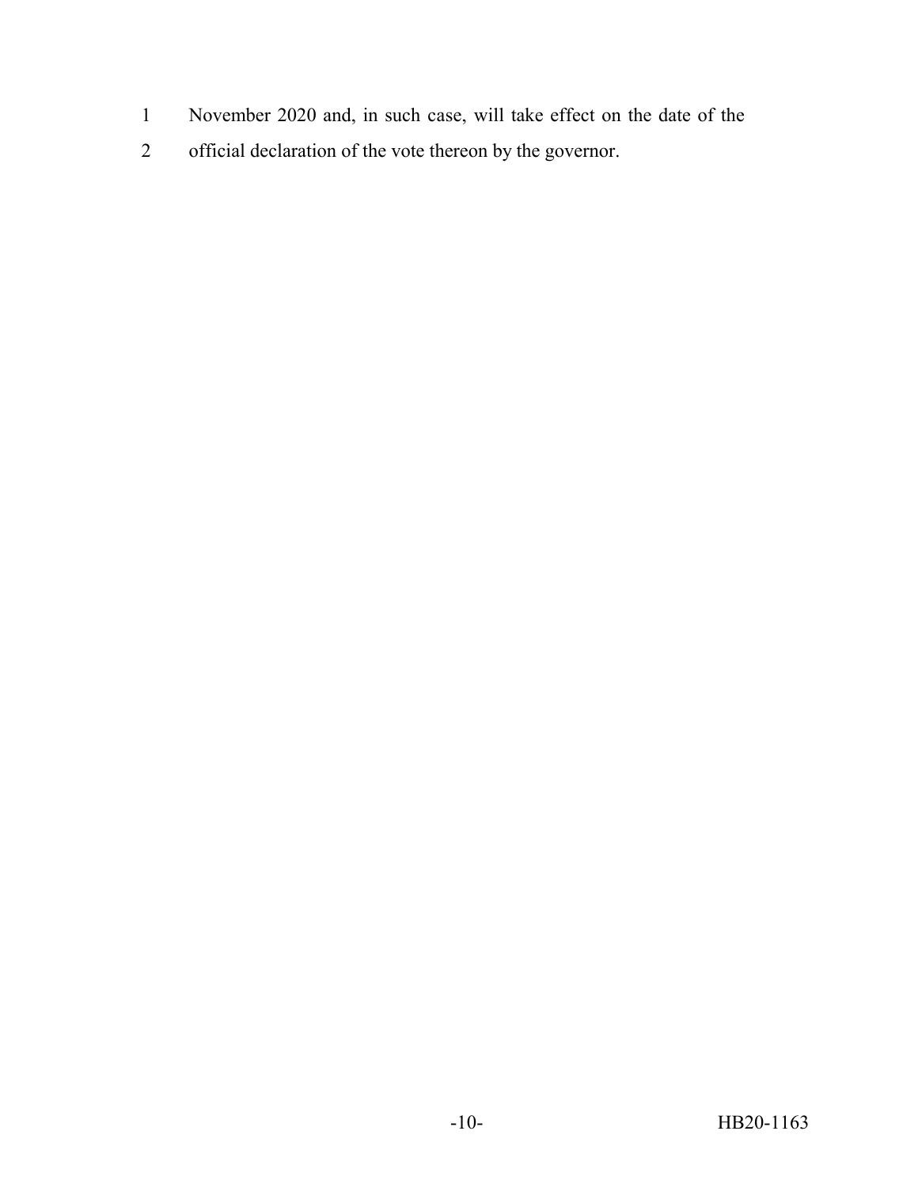November 2020 and, in such case, will take effect on the date of the official declaration of the vote thereon by the governor.